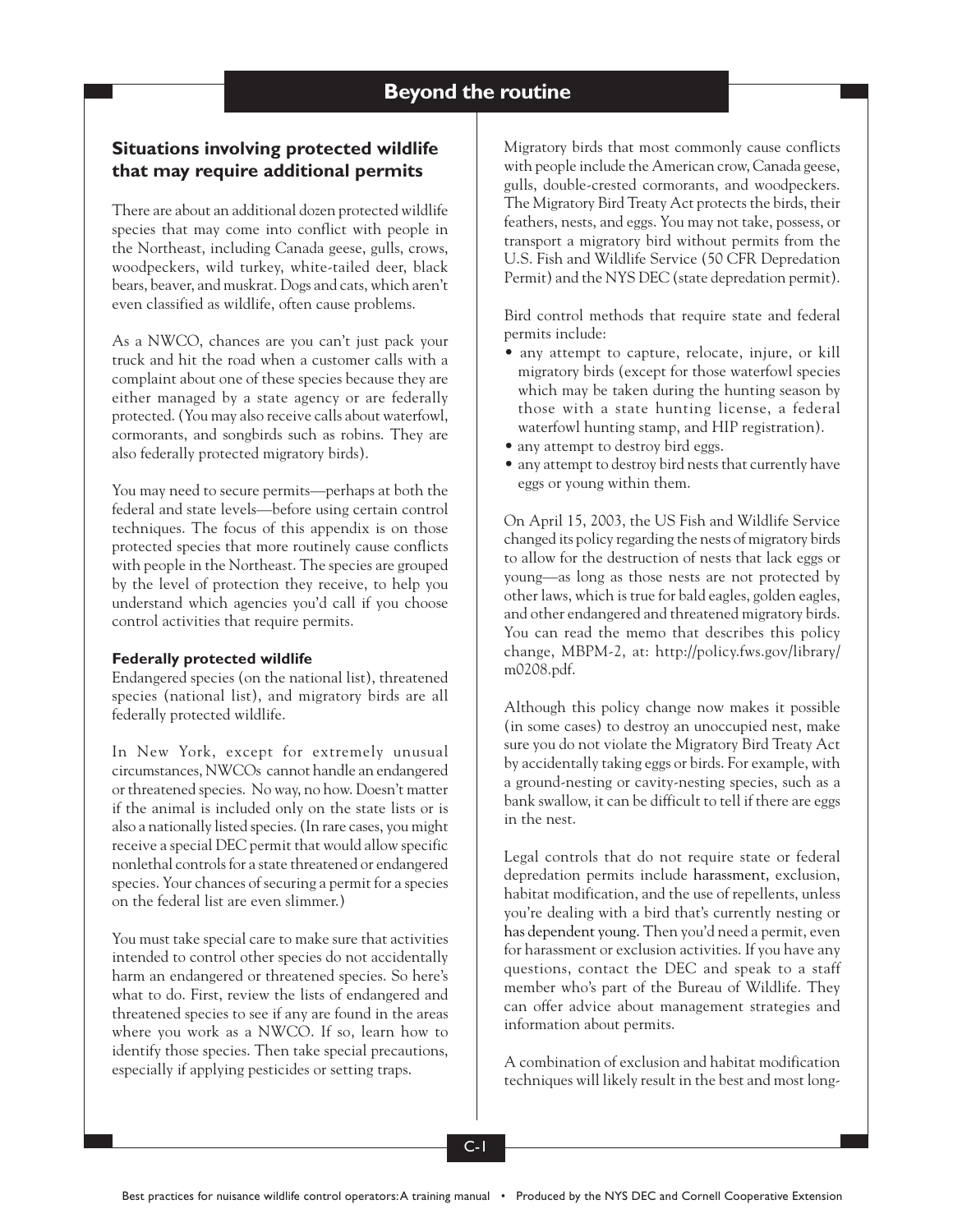# Beyond the routine

## Situations involving protected wildlife that may require additional permits

There are about an additional dozen protected wildlife species that may come into conflict with people in the Northeast, including Canada geese, gulls, crows, woodpeckers, wild turkey, white-tailed deer, black bears, beaver, and muskrat. Dogs and cats, which aren't even classified as wildlife, often cause problems.

As a NWCO, chances are you can't just pack your truck and hit the road when a customer calls with a complaint about one of these species because they are either managed by a state agency or are federally protected. (You may also receive calls about waterfowl, cormorants, and songbirds such as robins. They are also federally protected migratory birds).

You may need to secure permits—perhaps at both the federal and state levels—before using certain control techniques. The focus of this appendix is on those protected species that more routinely cause conflicts with people in the Northeast. The species are grouped by the level of protection they receive, to help you understand which agencies you'd call if you choose control activities that require permits.

### Federally protected wildlife

Endangered species (on the national list), threatened species (national list), and migratory birds are all federally protected wildlife.

In New York, except for extremely unusual circumstances, NWCOs cannot handle an endangered or threatened species. No way, no how. Doesn't matter if the animal is included only on the state lists or is also a nationally listed species. (In rare cases, you might receive a special DEC permit that would allow specific nonlethal controls for a state threatened or endangered species. Your chances of securing a permit for a species on the federal list are even slimmer.)

You must take special care to make sure that activities intended to control other species do not accidentally harm an endangered or threatened species. So here's what to do. First, review the lists of endangered and threatened species to see if any are found in the areas where you work as a NWCO. If so, learn how to identify those species. Then take special precautions, especially if applying pesticides or setting traps.

Migratory birds that most commonly cause conflicts with people include the American crow, Canada geese, gulls, double-crested cormorants, and woodpeckers. The Migratory Bird Treaty Act protects the birds, their feathers, nests, and eggs. You may not take, possess, or transport a migratory bird without permits from the U.S. Fish and Wildlife Service (50 CFR Depredation Permit) and the NYS DEC (state depredation permit).

Bird control methods that require state and federal permits include:

- any attempt to capture, relocate, injure, or kill migratory birds (except for those waterfowl species which may be taken during the hunting season by those with a state hunting license, a federal waterfowl hunting stamp, and HIP registration).
- any attempt to destroy bird eggs.
- any attempt to destroy bird nests that currently have eggs or young within them.

On April 15, 2003, the US Fish and Wildlife Service changed its policy regarding the nests of migratory birds to allow for the destruction of nests that lack eggs or young—as long as those nests are not protected by other laws, which is true for bald eagles, golden eagles, and other endangered and threatened migratory birds. You can read the memo that describes this policy change, MBPM-2, at: http://policy.fws.gov/library/m0208.pdf.

Although this policy change now makes it possible (in some cases) to destroy an unoccupied nest, make sure you do not violate the Migratory Bird Treaty Act by accidentally taking eggs or birds. For example, with a ground-nesting or cavity-nesting species, such as a bank swallow, it can be difficult to tell if there are eggs in the nest.

Legal controls that do not require state or federal depredation permits include harassment, exclusion, habitat modification, and the use of repellents, unless you're dealing with a bird that's currently nesting or has dependent young. Then you'd need a permit, even for harassment or exclusion activities. If you have any questions, contact the DEC and speak to a staff member who's part of the Bureau of Wildlife. They can offer advice about management strategies and information about permits.

A combination of exclusion and habitat modification techniques will likely result in the best and most long-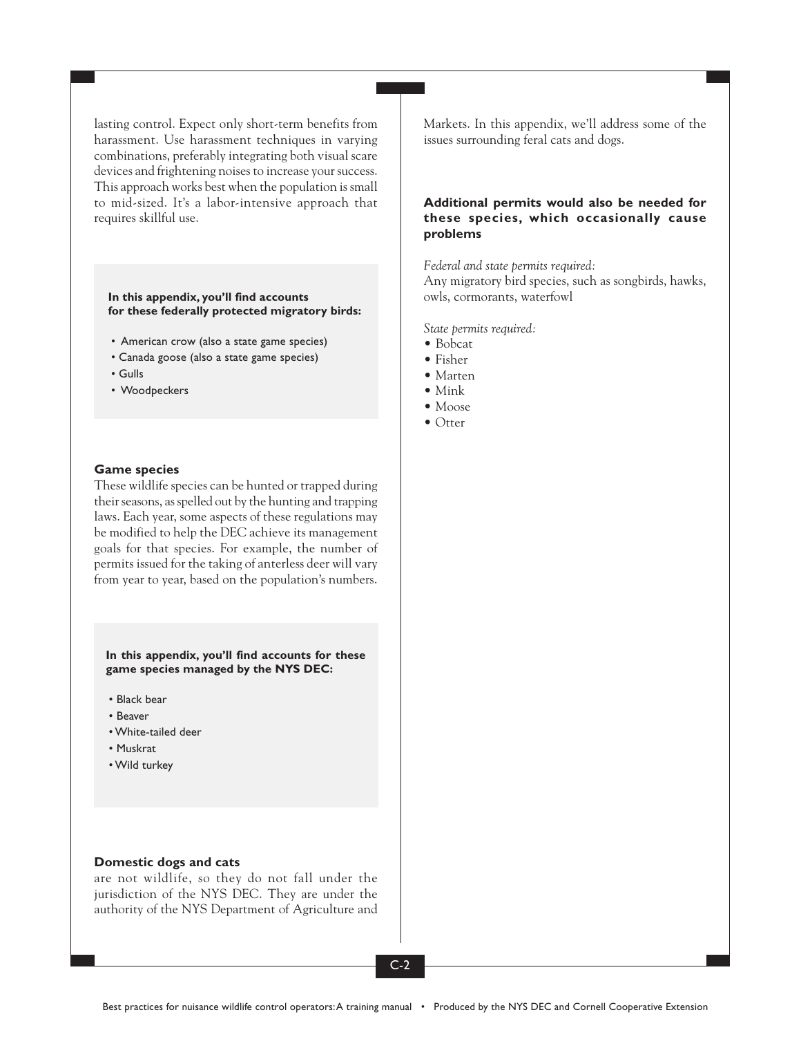lasting control. Expect only short-term benefits from harassment. Use harassment techniques in varying combinations, preferably integrating both visual scare devices and frightening noises to increase your success. This approach works best when the population is small to mid-sized. It's a labor-intensive approach that requires skillful use.

**In this appendix, you'll find accounts for these federally protected migratory birds:**

- American crow (also a state game species)
- Canada goose (also a state game species)
- Gulls
- Woodpeckers

**Game species**

These wildlife species can be hunted or trapped during their seasons, as spelled out by the hunting and trapping laws. Each year, some aspects of these regulations may be modified to help the DEC achieve its management goals for that species. For example, the number of permits issued for the taking of antlerless deer will vary from year to year, based on the population's numbers.

**In this appendix, you'll find accounts for these game species managed by the NYS DEC:**

- Black bear
- Beaver
- White-tailed deer
- Muskrat
- Wild turkey

**Domestic dogs and cats** are not wildlife, so they do not fall under the jurisdiction of the NYS DEC. They are under the authority of the NYS Department of Agriculture and Markets. In this appendix, we'll address some of the issues surrounding feral cats and dogs.

**Additional permits would also be needed for these species, which occasionally cause problems**

*Federal and state permits required:*
Any migratory bird species, such as songbirds, hawks, owls, cormorants, waterfowl

*State permits required:*

- Bobcat
- Fisher
- Marten
- Mink
- Moose
- Otter